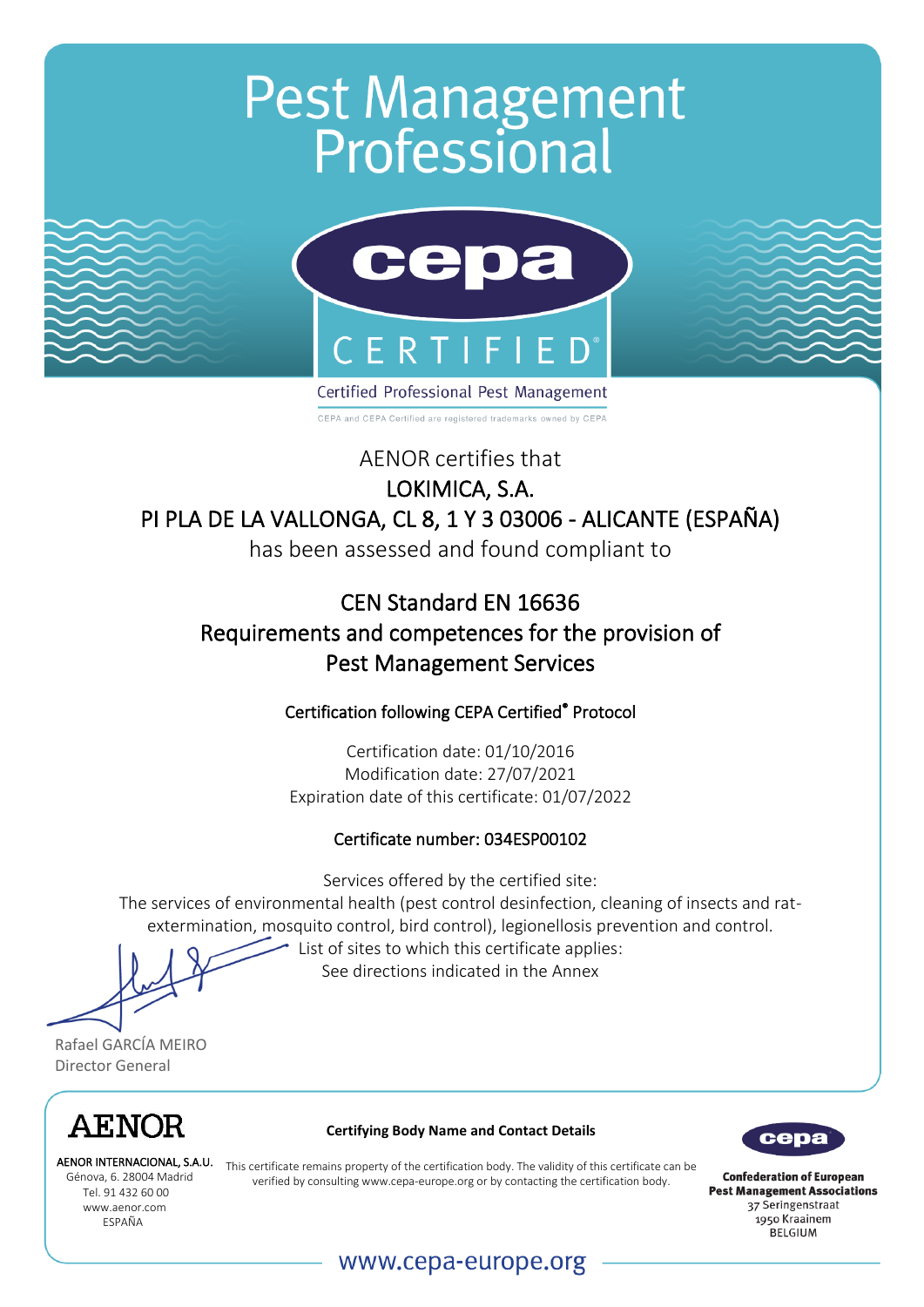# Pest Management Professional

**cepa**

CERTIFIED®

Certified Professional Pest Management

CEPA and CEPA Certified are registered trademarks owned by CEPA

AENOR certifies that

**LOKIMICA, S.A.**

**PI PLA DE LA VALLONGA, CL 8, 1 Y 3 03006 - ALICANTE (ESPAÑA)**

has been assessed and found compliant to

## CEN Standard EN 16636
## Requirements and competences for the provision of Pest Management Services

**Certification following CEPA Certified® Protocol**

Certification date: 01/10/2016
Modification date: 27/07/2021
Expiration date of this certificate: 01/07/2022

**Certificate number: 034ESP00102**

Services offered by the certified site:
The services of environmental health (pest control desinfection, cleaning of insects and rat-extermination, mosquito control, bird control), legionellosis prevention and control.

List of sites to which this certificate applies:
See directions indicated in the Annex

Rafael GARCÍA MEIRO
Director General

**AENOR**

**AENOR INTERNACIONAL, S.A.U.**
Génova, 6. 28004 Madrid
Tel. 91 432 60 00
www.aenor.com
ESPAÑA

**Certifying Body Name and Contact Details**

This certificate remains property of the certification body. The validity of this certificate can be verified by consulting www.cepa-europe.org or by contacting the certification body.

**cepa**

**Confederation of European Pest Management Associations**
37 Seringenstraat
1950 Kraainem
BELGIUM

www.cepa-europe.org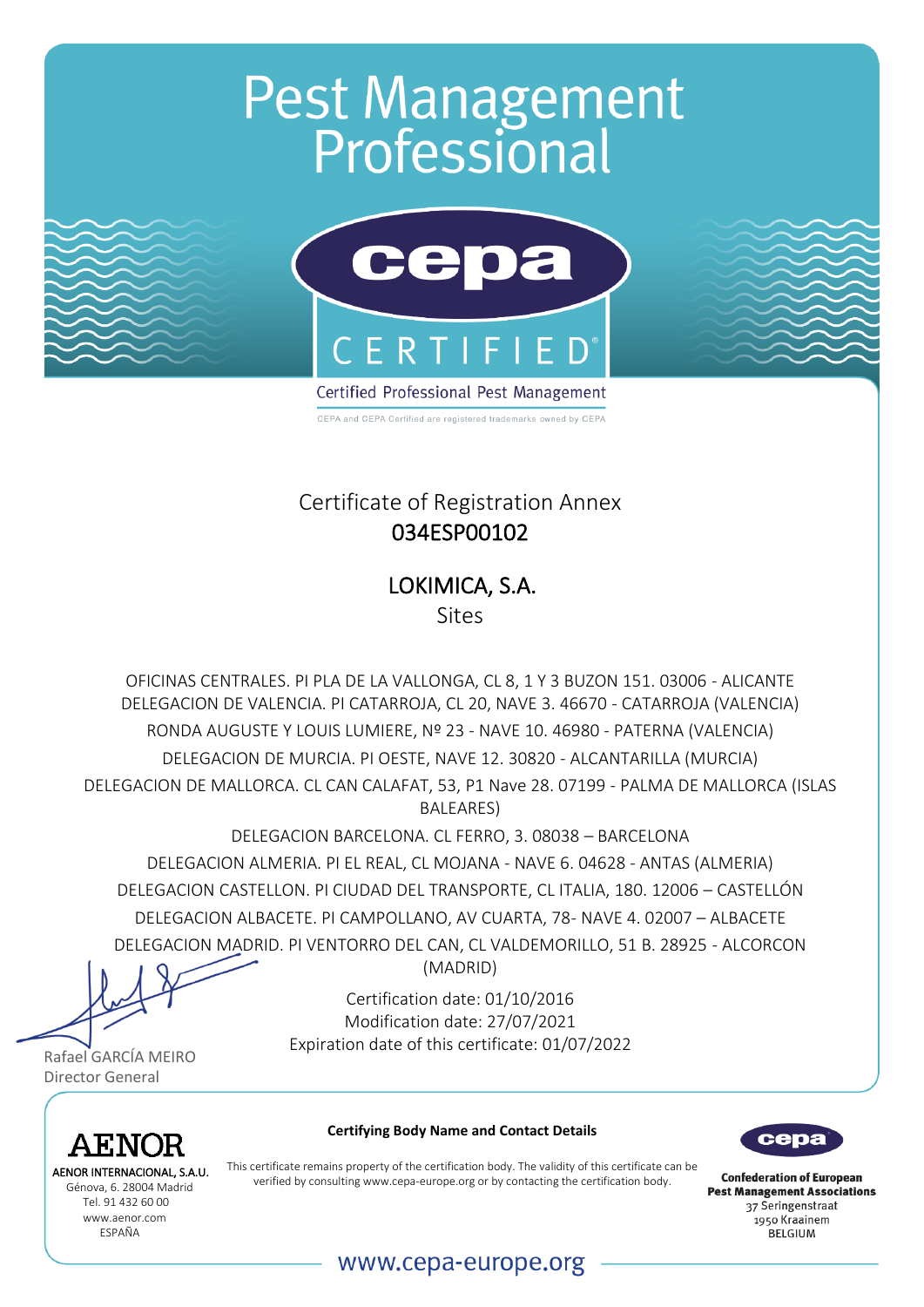# Pest Management Professional

cepa

CERTIFIED®

Certified Professional Pest Management

CEPA and CEPA Certified are registered trademarks owned by CEPA

## Certificate of Registration Annex
## 034ESP00102

## LOKIMICA, S.A.
Sites

OFICINAS CENTRALES. PI PLA DE LA VALLONGA, CL 8, 1 Y 3 BUZON 151. 03006 - ALICANTE
DELEGACION DE VALENCIA. PI CATARROJA, CL 20, NAVE 3. 46670 - CATARROJA (VALENCIA)
RONDA AUGUSTE Y LOUIS LUMIERE, Nº 23 - NAVE 10. 46980 - PATERNA (VALENCIA)
DELEGACION DE MURCIA. PI OESTE, NAVE 12. 30820 - ALCANTARILLA (MURCIA)
DELEGACION DE MALLORCA. CL CAN CALAFAT, 53, P1 Nave 28. 07199 - PALMA DE MALLORCA (ISLAS BALEARES)
DELEGACION BARCELONA. CL FERRO, 3. 08038 – BARCELONA
DELEGACION ALMERIA. PI EL REAL, CL MOJANA - NAVE 6. 04628 - ANTAS (ALMERIA)
DELEGACION CASTELLON. PI CIUDAD DEL TRANSPORTE, CL ITALIA, 180. 12006 – CASTELLÓN
DELEGACION ALBACETE. PI CAMPOLLANO, AV CUARTA, 78- NAVE 4. 02007 – ALBACETE
DELEGACION MADRID. PI VENTORRO DEL CAN, CL VALDEMORILLO, 51 B. 28925 - ALCORCON (MADRID)

Certification date: 01/10/2016
Modification date: 27/07/2021
Expiration date of this certificate: 01/07/2022

Rafael GARCÍA MEIRO
Director General

**Certifying Body Name and Contact Details**

AENOR
AENOR INTERNACIONAL, S.A.U.
Génova, 6. 28004 Madrid
Tel. 91 432 60 00
www.aenor.com
ESPAÑA

This certificate remains property of the certification body. The validity of this certificate can be verified by consulting www.cepa-europe.org or by contacting the certification body.

cepa
**Confederation of European Pest Management Associations**
37 Seringenstraat
1950 Kraainem
BELGIUM

www.cepa-europe.org